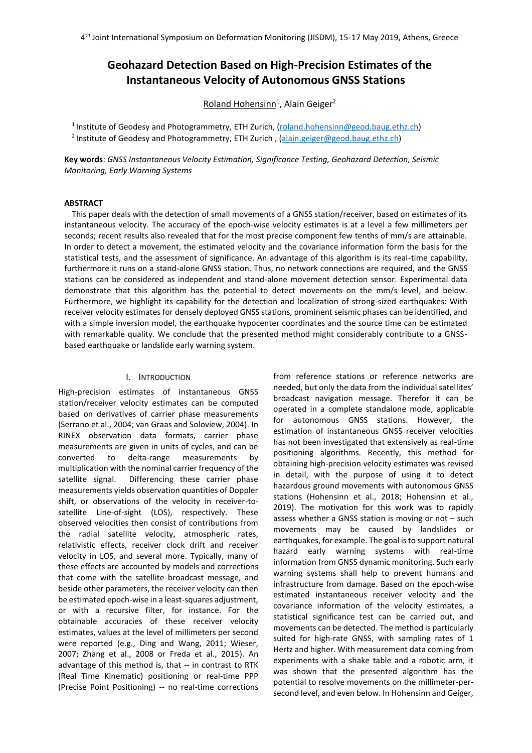# Geohazard Detection Based on High-Precision Estimates of the Instantaneous Velocity of Autonomous GNSS Stations

Roland Hohensinn[1], Alain Geiger[2]

[1] Institute of Geodesy and Photogrammetry, ETH Zurich, (roland.hohensinn@geod.baug.ethz.ch)
[2] Institute of Geodesy and Photogrammetry, ETH Zurich , (alain.geiger@geod.baug.ethz.ch)

**Key words**: *GNSS Instantaneous Velocity Estimation, Significance Testing, Geohazard Detection, Seismic Monitoring, Early Warning Systems*

## ABSTRACT

This paper deals with the detection of small movements of a GNSS station/receiver, based on estimates of its instantaneous velocity. The accuracy of the epoch-wise velocity estimates is at a level a few millimeters per seconds; recent results also revealed that for the most precise component few tenths of mm/s are attainable. In order to detect a movement, the estimated velocity and the covariance information form the basis for the statistical tests, and the assessment of significance. An advantage of this algorithm is its real-time capability, furthermore it runs on a stand-alone GNSS station. Thus, no network connections are required, and the GNSS stations can be considered as independent and stand-alone movement detection sensor. Experimental data demonstrate that this algorithm has the potential to detect movements on the mm/s level, and below. Furthermore, we highlight its capability for the detection and localization of strong-sized earthquakes: With receiver velocity estimates for densely deployed GNSS stations, prominent seismic phases can be identified, and with a simple inversion model, the earthquake hypocenter coordinates and the source time can be estimated with remarkable quality. We conclude that the presented method might considerably contribute to a GNSS-based earthquake or landslide early warning system.

## I. INTRODUCTION

High-precision estimates of instantaneous GNSS station/receiver velocity estimates can be computed based on derivatives of carrier phase measurements (Serrano et al., 2004; van Graas and Soloviev, 2004). In RINEX observation data formats, carrier phase measurements are given in units of cycles, and can be converted to delta-range measurements by multiplication with the nominal carrier frequency of the satellite signal. Differencing these carrier phase measurements yields observation quantities of Doppler shift, or observations of the velocity in receiver-to-satellite Line-of-sight (LOS), respectively. These observed velocities then consist of contributions from the radial satellite velocity, atmospheric rates, relativistic effects, receiver clock drift and receiver velocity in LOS, and several more. Typically, many of these effects are accounted by models and corrections that come with the satellite broadcast message, and beside other parameters, the receiver velocity can then be estimated epoch-wise in a least-squares adjustment, or with a recursive filter, for instance. For the obtainable accuracies of these receiver velocity estimates, values at the level of millimeters per second were reported (e.g., Ding and Wang, 2011; Wieser, 2007; Zhang et al., 2008 or Freda et al., 2015). An advantage of this method is, that -- in contrast to RTK (Real Time Kinematic) positioning or real-time PPP (Precise Point Positioning) -- no real-time corrections from reference stations or reference networks are needed, but only the data from the individual satellites' broadcast navigation message. Therefor it can be operated in a complete standalone mode, applicable for autonomous GNSS stations. However, the estimation of instantaneous GNSS receiver velocities has not been investigated that extensively as real-time positioning algorithms. Recently, this method for obtaining high-precision velocity estimates was revised in detail, with the purpose of using it to detect hazardous ground movements with autonomous GNSS stations (Hohensinn et al., 2018; Hohensinn et al., 2019). The motivation for this work was to rapidly assess whether a GNSS station is moving or not – such movements may be caused by landslides or earthquakes, for example. The goal is to support natural hazard early warning systems with real-time information from GNSS dynamic monitoring. Such early warning systems shall help to prevent humans and infrastructure from damage. Based on the epoch-wise estimated instantaneous receiver velocity and the covariance information of the velocity estimates, a statistical significance test can be carried out, and movements can be detected. The method is particularly suited for high-rate GNSS, with sampling rates of 1 Hertz and higher. With measurement data coming from experiments with a shake table and a robotic arm, it was shown that the presented algorithm has the potential to resolve movements on the millimeter-per-second level, and even below. In Hohensinn and Geiger,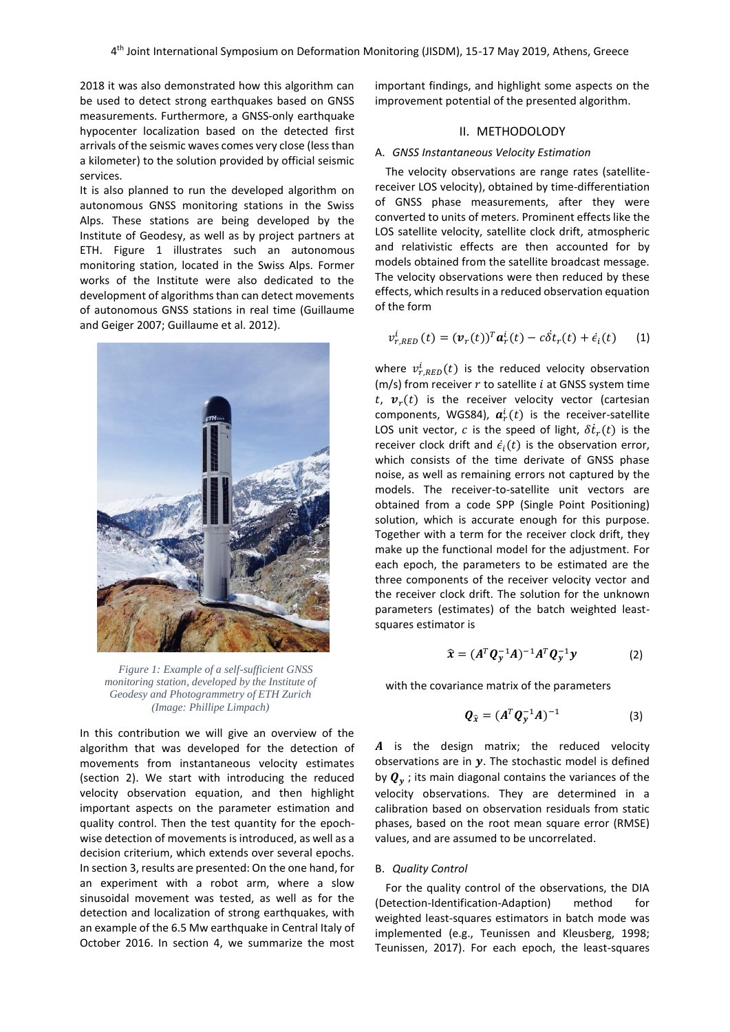2018 it was also demonstrated how this algorithm can be used to detect strong earthquakes based on GNSS measurements. Furthermore, a GNSS-only earthquake hypocenter localization based on the detected first arrivals of the seismic waves comes very close (less than a kilometer) to the solution provided by official seismic services.

It is also planned to run the developed algorithm on autonomous GNSS monitoring stations in the Swiss Alps. These stations are being developed by the Institute of Geodesy, as well as by project partners at ETH. Figure 1 illustrates such an autonomous monitoring station, located in the Swiss Alps. Former works of the Institute were also dedicated to the development of algorithms than can detect movements of autonomous GNSS stations in real time (Guillaume and Geiger 2007; Guillaume et al. 2012).

*Figure 1: Example of a self-sufficient GNSS monitoring station, developed by the Institute of Geodesy and Photogrammetry of ETH Zurich (Image: Phillipe Limpach)*

In this contribution we will give an overview of the algorithm that was developed for the detection of movements from instantaneous velocity estimates (section 2). We start with introducing the reduced velocity observation equation, and then highlight important aspects on the parameter estimation and quality control. Then the test quantity for the epoch-wise detection of movements is introduced, as well as a decision criterium, which extends over several epochs. In section 3, results are presented: On the one hand, for an experiment with a robot arm, where a slow sinusoidal movement was tested, as well as for the detection and localization of strong earthquakes, with an example of the 6.5 Mw earthquake in Central Italy of October 2016. In section 4, we summarize the most important findings, and highlight some aspects on the improvement potential of the presented algorithm.

## II. METHODOLODY

### A. *GNSS Instantaneous Velocity Estimation*

The velocity observations are range rates (satellite-receiver LOS velocity), obtained by time-differentiation of GNSS phase measurements, after they were converted to units of meters. Prominent effects like the LOS satellite velocity, satellite clock drift, atmospheric and relativistic effects are then accounted for by models obtained from the satellite broadcast message. The velocity observations were then reduced by these effects, which results in a reduced observation equation of the form

$$v_{r,RED}^{i}(t) = (\boldsymbol{v}_r(t))^T \boldsymbol{a}_r^i(t) - c\dot{\delta t}_r(t) + \dot{\epsilon}_i(t) \qquad (1)$$

where $v_{r,RED}^{i}(t)$ is the reduced velocity observation (m/s) from receiver $r$ to satellite $i$ at GNSS system time $t$, $\boldsymbol{v}_r(t)$ is the receiver velocity vector (cartesian components, WGS84), $\boldsymbol{a}_r^i(t)$ is the receiver-satellite LOS unit vector, $c$ is the speed of light, $\dot{\delta t}_r(t)$ is the receiver clock drift and $\dot{\epsilon}_i(t)$ is the observation error, which consists of the time derivate of GNSS phase noise, as well as remaining errors not captured by the models. The receiver-to-satellite unit vectors are obtained from a code SPP (Single Point Positioning) solution, which is accurate enough for this purpose. Together with a term for the receiver clock drift, they make up the functional model for the adjustment. For each epoch, the parameters to be estimated are the three components of the receiver velocity vector and the receiver clock drift. The solution for the unknown parameters (estimates) of the batch weighted least-squares estimator is

$$\hat{\boldsymbol{x}} = (\boldsymbol{A}^T \boldsymbol{Q}_{\boldsymbol{y}}^{-1} \boldsymbol{A})^{-1} \boldsymbol{A}^T \boldsymbol{Q}_{\boldsymbol{y}}^{-1} \boldsymbol{y} \qquad (2)$$

with the covariance matrix of the parameters

$$\boldsymbol{Q}_{\hat{\boldsymbol{x}}} = (\boldsymbol{A}^T \boldsymbol{Q}_{\boldsymbol{y}}^{-1} \boldsymbol{A})^{-1} \qquad (3)$$

$\boldsymbol{A}$ is the design matrix; the reduced velocity observations are in $\boldsymbol{y}$. The stochastic model is defined by $\boldsymbol{Q}_{\boldsymbol{y}}$; its main diagonal contains the variances of the velocity observations. They are determined in a calibration based on observation residuals from static phases, based on the root mean square error (RMSE) values, and are assumed to be uncorrelated.

### B. *Quality Control*

For the quality control of the observations, the DIA (Detection-Identification-Adaption) method for weighted least-squares estimators in batch mode was implemented (e.g., Teunissen and Kleusberg, 1998; Teunissen, 2017). For each epoch, the least-squares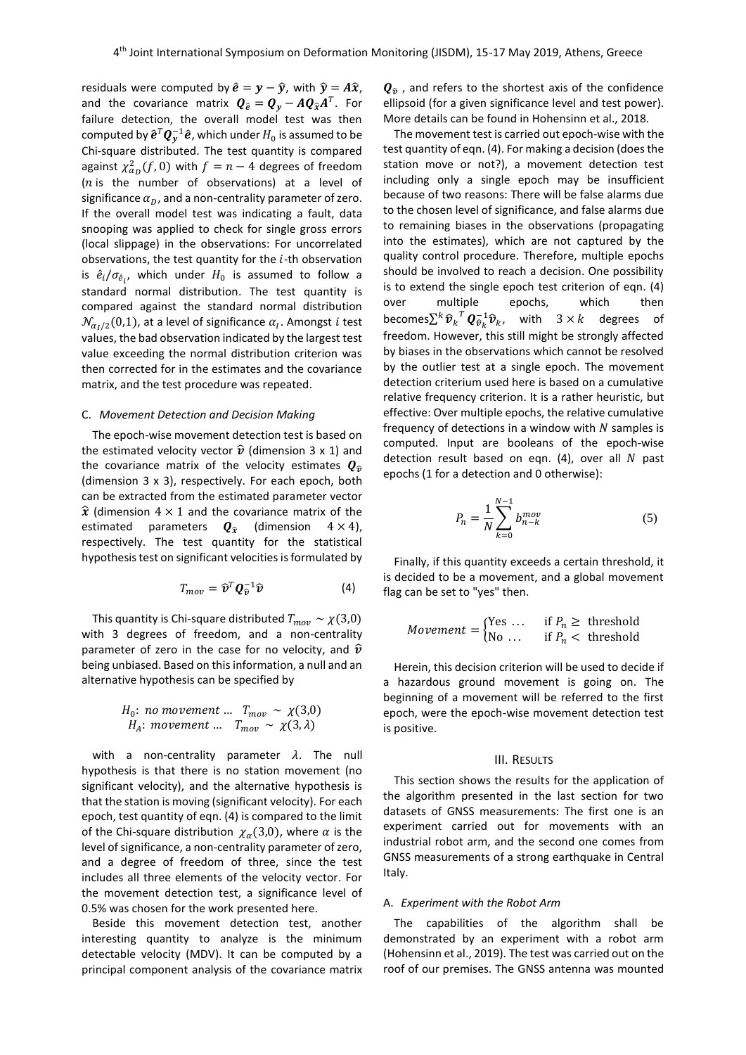residuals were computed by $\hat{\boldsymbol{e}} = \boldsymbol{y} - \hat{\boldsymbol{y}}$, with $\hat{\boldsymbol{y}} = \boldsymbol{A}\hat{\boldsymbol{x}}$, and the covariance matrix $\boldsymbol{Q}_{\hat{\boldsymbol{e}}} = \boldsymbol{Q}_{\boldsymbol{y}} - \boldsymbol{A}\boldsymbol{Q}_{\hat{\boldsymbol{x}}}\boldsymbol{A}^T$. For failure detection, the overall model test was then computed by $\hat{\boldsymbol{e}}^T\boldsymbol{Q}_{\boldsymbol{y}}^{-1}\hat{\boldsymbol{e}}$, which under $H_0$ is assumed to be Chi-square distributed. The test quantity is compared against $\chi^2_{\alpha_D}(f,0)$ with $f = n - 4$ degrees of freedom ($n$ is the number of observations) at a level of significance $\alpha_D$, and a non-centrality parameter of zero. If the overall model test was indicating a fault, data snooping was applied to check for single gross errors (local slippage) in the observations: For uncorrelated observations, the test quantity for the $i$-th observation is $\hat{e}_i/\sigma_{\hat{e}_i}$, which under $H_0$ is assumed to follow a standard normal distribution. The test quantity is compared against the standard normal distribution $\mathcal{N}_{\alpha_I/2}(0,1)$, at a level of significance $\alpha_I$. Amongst $i$ test values, the bad observation indicated by the largest test value exceeding the normal distribution criterion was then corrected for in the estimates and the covariance matrix, and the test procedure was repeated.

### C. *Movement Detection and Decision Making*

The epoch-wise movement detection test is based on the estimated velocity vector $\hat{\boldsymbol{v}}$ (dimension 3 x 1) and the covariance matrix of the velocity estimates $\boldsymbol{Q}_{\hat{\boldsymbol{v}}}$ (dimension 3 x 3), respectively. For each epoch, both can be extracted from the estimated parameter vector $\hat{\boldsymbol{x}}$ (dimension $4 \times 1$ and the covariance matrix of the estimated parameters $\boldsymbol{Q}_{\hat{\boldsymbol{x}}}$ (dimension $4 \times 4$), respectively. The test quantity for the statistical hypothesis test on significant velocities is formulated by

$$T_{mov} = \hat{\boldsymbol{v}}^T\boldsymbol{Q}_{\hat{\boldsymbol{v}}}^{-1}\hat{\boldsymbol{v}} \tag{4}$$

This quantity is Chi-square distributed $T_{mov} \sim \chi(3,0)$ with 3 degrees of freedom, and a non-centrality parameter of zero in the case for no velocity, and $\hat{\boldsymbol{v}}$ being unbiased. Based on this information, a null and an alternative hypothesis can be specified by

$$H_0\text{: } no\ movement\ \ldots\quad T_{mov} \sim \chi(3,0)$$
$$H_A\text{: } movement\ \ldots\quad T_{mov} \sim \chi(3,\lambda)$$

with a non-centrality parameter $\lambda$. The null hypothesis is that there is no station movement (no significant velocity), and the alternative hypothesis is that the station is moving (significant velocity). For each epoch, test quantity of eqn. (4) is compared to the limit of the Chi-square distribution $\chi_\alpha(3,0)$, where $\alpha$ is the level of significance, a non-centrality parameter of zero, and a degree of freedom of three, since the test includes all three elements of the velocity vector. For the movement detection test, a significance level of 0.5% was chosen for the work presented here.

Beside this movement detection test, another interesting quantity to analyze is the minimum detectable velocity (MDV). It can be computed by a principal component analysis of the covariance matrix $\boldsymbol{Q}_{\hat{\boldsymbol{v}}}$, and refers to the shortest axis of the confidence ellipsoid (for a given significance level and test power). More details can be found in Hohensinn et al., 2018.

The movement test is carried out epoch-wise with the test quantity of eqn. (4). For making a decision (does the station move or not?), a movement detection test including only a single epoch may be insufficient because of two reasons: There will be false alarms due to the chosen level of significance, and false alarms due to remaining biases in the observations (propagating into the estimates), which are not captured by the quality control procedure. Therefore, multiple epochs should be involved to reach a decision. One possibility is to extend the single epoch test criterion of eqn. (4) over multiple epochs, which then becomes $\sum^k \hat{\boldsymbol{v}}_k{}^T\boldsymbol{Q}_{\hat{\boldsymbol{v}}_k}^{-1}\hat{\boldsymbol{v}}_k$, with $3 \times k$ degrees of freedom. However, this still might be strongly affected by biases in the observations which cannot be resolved by the outlier test at a single epoch. The movement detection criterium used here is based on a cumulative relative frequency criterion. It is a rather heuristic, but effective: Over multiple epochs, the relative cumulative frequency of detections in a window with $N$ samples is computed. Input are booleans of the epoch-wise detection result based on eqn. (4), over all $N$ past epochs (1 for a detection and 0 otherwise):

$$P_n = \frac{1}{N}\sum_{k=0}^{N-1} b_{n-k}^{mov} \tag{5}$$

Finally, if this quantity exceeds a certain threshold, it is decided to be a movement, and a global movement flag can be set to "yes" then.

$$Movement = \begin{cases} \text{Yes} \ldots & \text{if } P_n \geq \text{ threshold} \\ \text{No} \ldots & \text{if } P_n < \text{ threshold} \end{cases}$$

Herein, this decision criterion will be used to decide if a hazardous ground movement is going on. The beginning of a movement will be referred to the first epoch, were the epoch-wise movement detection test is positive.

## III. Results

This section shows the results for the application of the algorithm presented in the last section for two datasets of GNSS measurements: The first one is an experiment carried out for movements with an industrial robot arm, and the second one comes from GNSS measurements of a strong earthquake in Central Italy.

### A. *Experiment with the Robot Arm*

The capabilities of the algorithm shall be demonstrated by an experiment with a robot arm (Hohensinn et al., 2019). The test was carried out on the roof of our premises. The GNSS antenna was mounted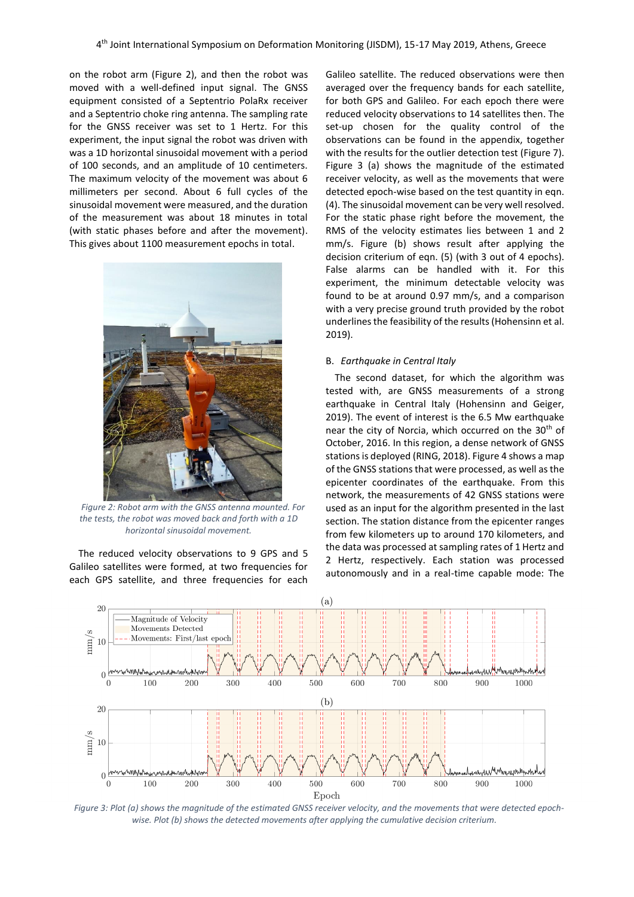on the robot arm (Figure 2), and then the robot was moved with a well-defined input signal. The GNSS equipment consisted of a Septentrio PolaRx receiver and a Septentrio choke ring antenna. The sampling rate for the GNSS receiver was set to 1 Hertz. For this experiment, the input signal the robot was driven with was a 1D horizontal sinusoidal movement with a period of 100 seconds, and an amplitude of 10 centimeters. The maximum velocity of the movement was about 6 millimeters per second. About 6 full cycles of the sinusoidal movement were measured, and the duration of the measurement was about 18 minutes in total (with static phases before and after the movement). This gives about 1100 measurement epochs in total.

*Figure 2: Robot arm with the GNSS antenna mounted. For the tests, the robot was moved back and forth with a 1D horizontal sinusoidal movement.*

The reduced velocity observations to 9 GPS and 5 Galileo satellites were formed, at two frequencies for each GPS satellite, and three frequencies for each Galileo satellite. The reduced observations were then averaged over the frequency bands for each satellite, for both GPS and Galileo. For each epoch there were reduced velocity observations to 14 satellites then. The set-up chosen for the quality control of the observations can be found in the appendix, together with the results for the outlier detection test (Figure 7). Figure 3 (a) shows the magnitude of the estimated receiver velocity, as well as the movements that were detected epoch-wise based on the test quantity in eqn. (4). The sinusoidal movement can be very well resolved. For the static phase right before the movement, the RMS of the velocity estimates lies between 1 and 2 mm/s. Figure (b) shows result after applying the decision criterium of eqn. (5) (with 3 out of 4 epochs). False alarms can be handled with it. For this experiment, the minimum detectable velocity was found to be at around 0.97 mm/s, and a comparison with a very precise ground truth provided by the robot underlines the feasibility of the results (Hohensinn et al. 2019).

### B. *Earthquake in Central Italy*

The second dataset, for which the algorithm was tested with, are GNSS measurements of a strong earthquake in Central Italy (Hohensinn and Geiger, 2019). The event of interest is the 6.5 Mw earthquake near the city of Norcia, which occurred on the 30th of October, 2016. In this region, a dense network of GNSS stations is deployed (RING, 2018). Figure 4 shows a map of the GNSS stations that were processed, as well as the epicenter coordinates of the earthquake. From this network, the measurements of 42 GNSS stations were used as an input for the algorithm presented in the last section. The station distance from the epicenter ranges from few kilometers up to around 170 kilometers, and the data was processed at sampling rates of 1 Hertz and 2 Hertz, respectively. Each station was processed autonomously and in a real-time capable mode: The

(a)
20
mm/s
10
0
0 100 200 300 400 500 600 700 800 900 1000
Magnitude of Velocity
Movements Detected
Movements: First/last epoch

(b)
20
mm/s
10
0
0 100 200 300 400 500 600 700 800 900 1000
Epoch

*Figure 3: Plot (a) shows the magnitude of the estimated GNSS receiver velocity, and the movements that were detected epoch-wise. Plot (b) shows the detected movements after applying the cumulative decision criterium.*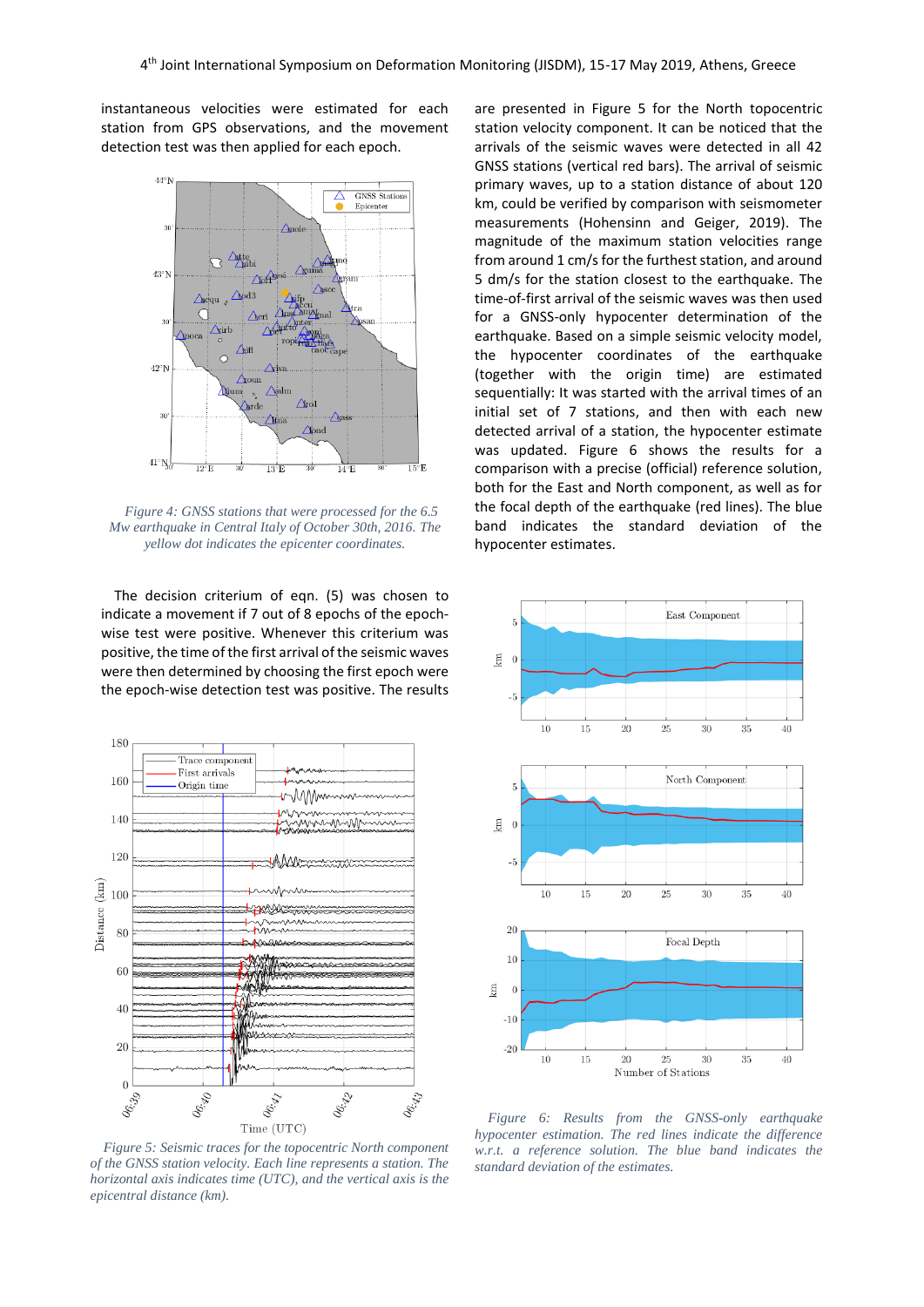instantaneous velocities were estimated for each station from GPS observations, and the movement detection test was then applied for each epoch.

44°N

30'

43°N

30'

42°N

30'

41°N

30'

12°E

30'

13°E

30'

14°E

30'

15°E

GNSS Stations

Epicenter

Figure 4: GNSS stations that were processed for the 6.5 Mw earthquake in Central Italy of October 30th, 2016. The yellow dot indicates the epicenter coordinates.

The decision criterium of eqn. (5) was chosen to indicate a movement if 7 out of 8 epochs of the epoch-wise test were positive. Whenever this criterium was positive, the time of the first arrival of the seismic waves were then determined by choosing the first epoch were the epoch-wise detection test was positive. The results

Trace component

First arrivals

Origin time

Distance (km)

180

160

140

120

100

80

60

40

20

0

06:39

06:40

06:41

06:42

06:43

Time (UTC)

Figure 5: Seismic traces for the topocentric North component of the GNSS station velocity. Each line represents a station. The horizontal axis indicates time (UTC), and the vertical axis is the epicentral distance (km).

are presented in Figure 5 for the North topocentric station velocity component. It can be noticed that the arrivals of the seismic waves were detected in all 42 GNSS stations (vertical red bars). The arrival of seismic primary waves, up to a station distance of about 120 km, could be verified by comparison with seismometer measurements (Hohensinn and Geiger, 2019). The magnitude of the maximum station velocities range from around 1 cm/s for the furthest station, and around 5 dm/s for the station closest to the earthquake. The time-of-first arrival of the seismic waves was then used for a GNSS-only hypocenter determination of the earthquake. Based on a simple seismic velocity model, the hypocenter coordinates of the earthquake (together with the origin time) are estimated sequentially: It was started with the arrival times of an initial set of 7 stations, and then with each new detected arrival of a station, the hypocenter estimate was updated. Figure 6 shows the results for a comparison with a precise (official) reference solution, both for the East and North component, as well as for the focal depth of the earthquake (red lines). The blue band indicates the standard deviation of the hypocenter estimates.

East Component

km

5

0

-5

10

15

20

25

30

35

40

North Component

km

5

0

-5

10

15

20

25

30

35

40

Focal Depth

km

20

10

0

-10

-20

10

15

20

25

30

35

40

Number of Stations

Figure 6: Results from the GNSS-only earthquake hypocenter estimation. The red lines indicate the difference w.r.t. a reference solution. The blue band indicates the standard deviation of the estimates.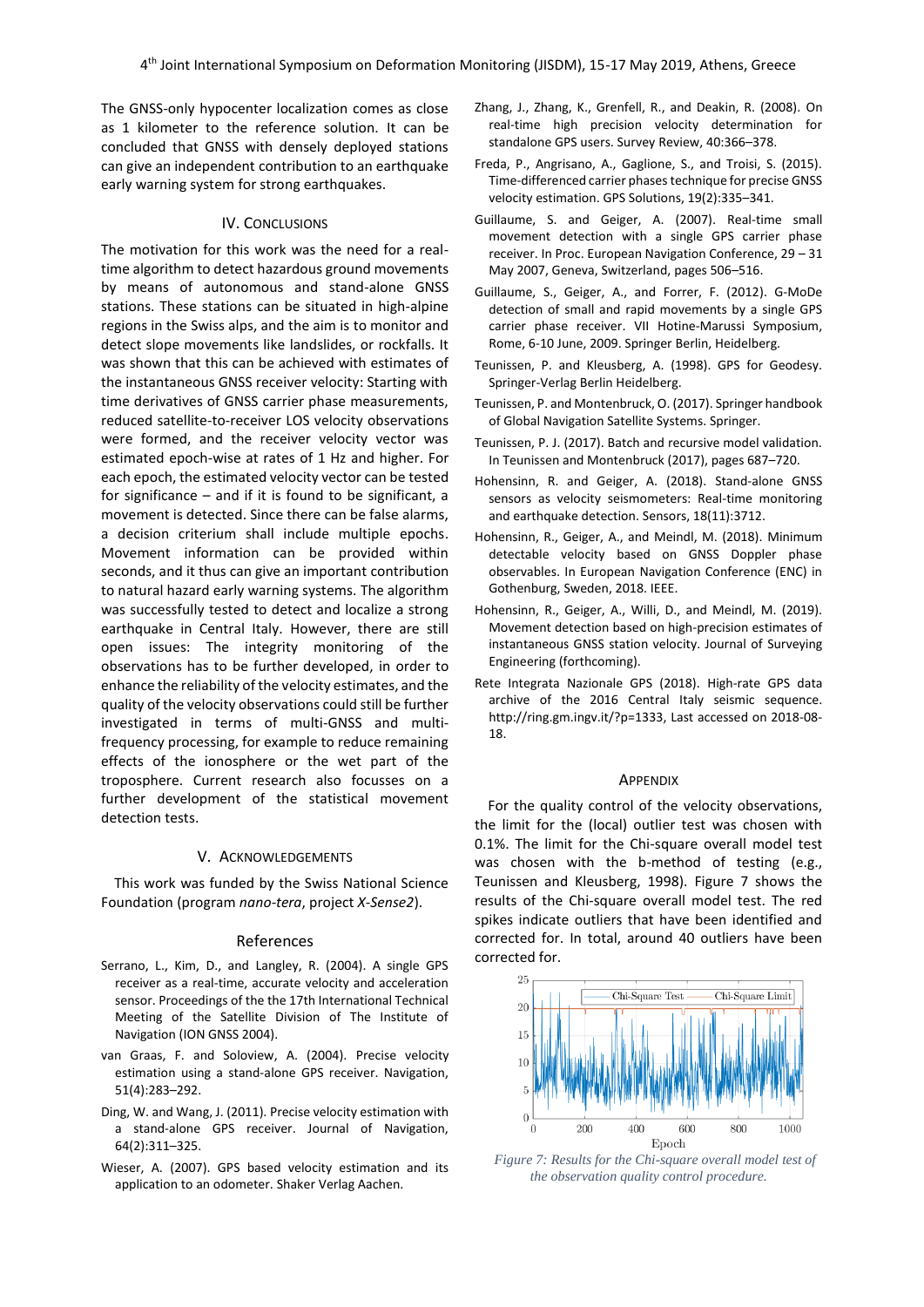The GNSS-only hypocenter localization comes as close as 1 kilometer to the reference solution. It can be concluded that GNSS with densely deployed stations can give an independent contribution to an earthquake early warning system for strong earthquakes.

## IV. Conclusions

The motivation for this work was the need for a real-time algorithm to detect hazardous ground movements by means of autonomous and stand-alone GNSS stations. These stations can be situated in high-alpine regions in the Swiss alps, and the aim is to monitor and detect slope movements like landslides, or rockfalls. It was shown that this can be achieved with estimates of the instantaneous GNSS receiver velocity: Starting with time derivatives of GNSS carrier phase measurements, reduced satellite-to-receiver LOS velocity observations were formed, and the receiver velocity vector was estimated epoch-wise at rates of 1 Hz and higher. For each epoch, the estimated velocity vector can be tested for significance – and if it is found to be significant, a movement is detected. Since there can be false alarms, a decision criterium shall include multiple epochs. Movement information can be provided within seconds, and it thus can give an important contribution to natural hazard early warning systems. The algorithm was successfully tested to detect and localize a strong earthquake in Central Italy. However, there are still open issues: The integrity monitoring of the observations has to be further developed, in order to enhance the reliability of the velocity estimates, and the quality of the velocity observations could still be further investigated in terms of multi-GNSS and multi-frequency processing, for example to reduce remaining effects of the ionosphere or the wet part of the troposphere. Current research also focusses on a further development of the statistical movement detection tests.

## V. Acknowledgements

This work was funded by the Swiss National Science Foundation (program *nano-tera*, project *X-Sense2*).

## References

Serrano, L., Kim, D., and Langley, R. (2004). A single GPS receiver as a real-time, accurate velocity and acceleration sensor. Proceedings of the the 17th International Technical Meeting of the Satellite Division of The Institute of Navigation (ION GNSS 2004).

van Graas, F. and Soloview, A. (2004). Precise velocity estimation using a stand-alone GPS receiver. Navigation, 51(4):283–292.

Ding, W. and Wang, J. (2011). Precise velocity estimation with a stand-alone GPS receiver. Journal of Navigation, 64(2):311–325.

Wieser, A. (2007). GPS based velocity estimation and its application to an odometer. Shaker Verlag Aachen.

Zhang, J., Zhang, K., Grenfell, R., and Deakin, R. (2008). On real-time high precision velocity determination for standalone GPS users. Survey Review, 40:366–378.

Freda, P., Angrisano, A., Gaglione, S., and Troisi, S. (2015). Time-differenced carrier phases technique for precise GNSS velocity estimation. GPS Solutions, 19(2):335–341.

Guillaume, S. and Geiger, A. (2007). Real-time small movement detection with a single GPS carrier phase receiver. In Proc. European Navigation Conference, 29 – 31 May 2007, Geneva, Switzerland, pages 506–516.

Guillaume, S., Geiger, A., and Forrer, F. (2012). G-MoDe detection of small and rapid movements by a single GPS carrier phase receiver. VII Hotine-Marussi Symposium, Rome, 6-10 June, 2009. Springer Berlin, Heidelberg.

Teunissen, P. and Kleusberg, A. (1998). GPS for Geodesy. Springer-Verlag Berlin Heidelberg.

Teunissen, P. and Montenbruck, O. (2017). Springer handbook of Global Navigation Satellite Systems. Springer.

Teunissen, P. J. (2017). Batch and recursive model validation. In Teunissen and Montenbruck (2017), pages 687–720.

Hohensinn, R. and Geiger, A. (2018). Stand-alone GNSS sensors as velocity seismometers: Real-time monitoring and earthquake detection. Sensors, 18(11):3712.

Hohensinn, R., Geiger, A., and Meindl, M. (2018). Minimum detectable velocity based on GNSS Doppler phase observables. In European Navigation Conference (ENC) in Gothenburg, Sweden, 2018. IEEE.

Hohensinn, R., Geiger, A., Willi, D., and Meindl, M. (2019). Movement detection based on high-precision estimates of instantaneous GNSS station velocity. Journal of Surveying Engineering (forthcoming).

Rete Integrata Nazionale GPS (2018). High-rate GPS data archive of the 2016 Central Italy seismic sequence. http://ring.gm.ingv.it/?p=1333, Last accessed on 2018-08-18.

## Appendix

For the quality control of the velocity observations, the limit for the (local) outlier test was chosen with 0.1%. The limit for the Chi-square overall model test was chosen with the b-method of testing (e.g., Teunissen and Kleusberg, 1998). Figure 7 shows the results of the Chi-square overall model test. The red spikes indicate outliers that have been identified and corrected for. In total, around 40 outliers have been corrected for.

Chi-Square Test
Chi-Square Limit
0
5
10
15
20
25
0
200
400
600
800
1000
Epoch

*Figure 7: Results for the Chi-square overall model test of the observation quality control procedure.*